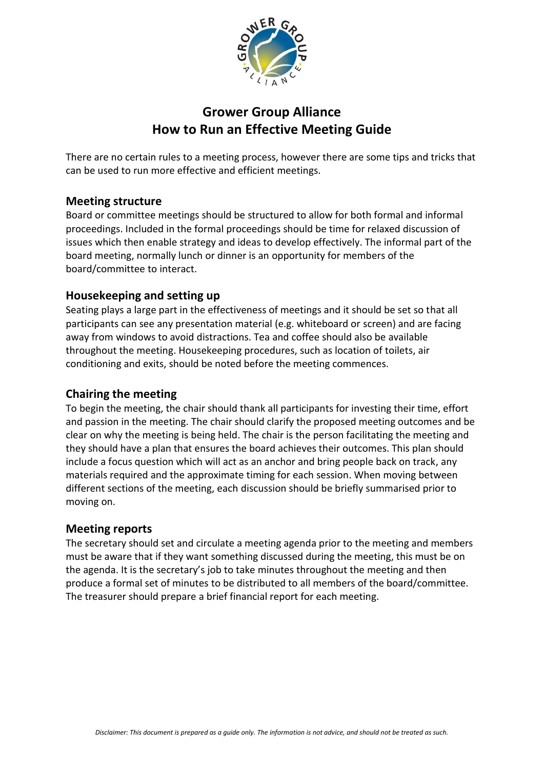# Grower Group Alliance
# How to Run an Effective Meeting Guide

There are no certain rules to a meeting process, however there are some tips and tricks that can be used to run more effective and efficient meetings.

## Meeting structure

Board or committee meetings should be structured to allow for both formal and informal proceedings. Included in the formal proceedings should be time for relaxed discussion of issues which then enable strategy and ideas to develop effectively. The informal part of the board meeting, normally lunch or dinner is an opportunity for members of the board/committee to interact.

## Housekeeping and setting up

Seating plays a large part in the effectiveness of meetings and it should be set so that all participants can see any presentation material (e.g. whiteboard or screen) and are facing away from windows to avoid distractions. Tea and coffee should also be available throughout the meeting. Housekeeping procedures, such as location of toilets, air conditioning and exits, should be noted before the meeting commences.

## Chairing the meeting

To begin the meeting, the chair should thank all participants for investing their time, effort and passion in the meeting. The chair should clarify the proposed meeting outcomes and be clear on why the meeting is being held. The chair is the person facilitating the meeting and they should have a plan that ensures the board achieves their outcomes. This plan should include a focus question which will act as an anchor and bring people back on track, any materials required and the approximate timing for each session. When moving between different sections of the meeting, each discussion should be briefly summarised prior to moving on.

## Meeting reports

The secretary should set and circulate a meeting agenda prior to the meeting and members must be aware that if they want something discussed during the meeting, this must be on the agenda. It is the secretary's job to take minutes throughout the meeting and then produce a formal set of minutes to be distributed to all members of the board/committee. The treasurer should prepare a brief financial report for each meeting.

*Disclaimer: This document is prepared as a guide only. The information is not advice, and should not be treated as such.*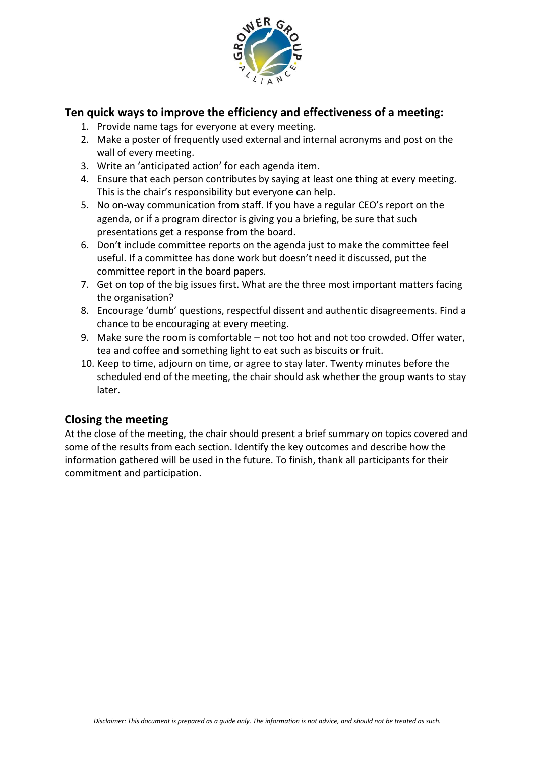## Ten quick ways to improve the efficiency and effectiveness of a meeting:

1. Provide name tags for everyone at every meeting.
2. Make a poster of frequently used external and internal acronyms and post on the wall of every meeting.
3. Write an 'anticipated action' for each agenda item.
4. Ensure that each person contributes by saying at least one thing at every meeting. This is the chair's responsibility but everyone can help.
5. No on-way communication from staff. If you have a regular CEO's report on the agenda, or if a program director is giving you a briefing, be sure that such presentations get a response from the board.
6. Don't include committee reports on the agenda just to make the committee feel useful. If a committee has done work but doesn't need it discussed, put the committee report in the board papers.
7. Get on top of the big issues first. What are the three most important matters facing the organisation?
8. Encourage 'dumb' questions, respectful dissent and authentic disagreements. Find a chance to be encouraging at every meeting.
9. Make sure the room is comfortable – not too hot and not too crowded. Offer water, tea and coffee and something light to eat such as biscuits or fruit.
10. Keep to time, adjourn on time, or agree to stay later. Twenty minutes before the scheduled end of the meeting, the chair should ask whether the group wants to stay later.

## Closing the meeting

At the close of the meeting, the chair should present a brief summary on topics covered and some of the results from each section. Identify the key outcomes and describe how the information gathered will be used in the future. To finish, thank all participants for their commitment and participation.

*Disclaimer: This document is prepared as a guide only. The information is not advice, and should not be treated as such.*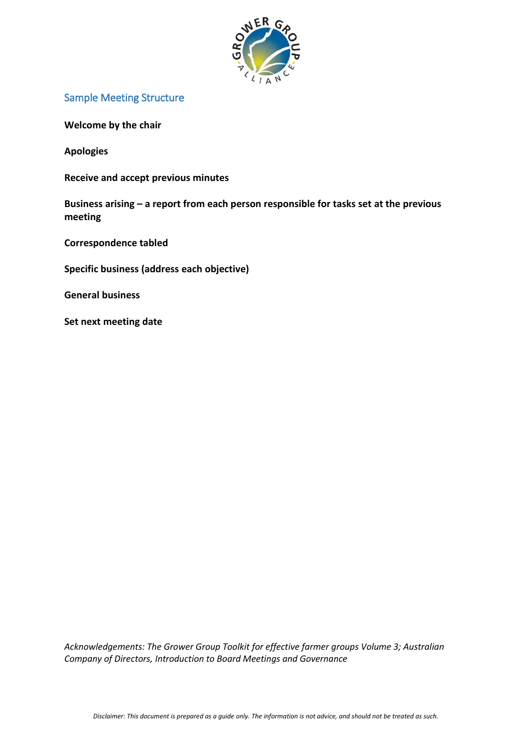## Sample Meeting Structure

**Welcome by the chair**

**Apologies**

**Receive and accept previous minutes**

**Business arising – a report from each person responsible for tasks set at the previous meeting**

**Correspondence tabled**

**Specific business (address each objective)**

**General business**

**Set next meeting date**

*Acknowledgements: The Grower Group Toolkit for effective farmer groups Volume 3; Australian Company of Directors, Introduction to Board Meetings and Governance*

*Disclaimer: This document is prepared as a guide only. The information is not advice, and should not be treated as such.*